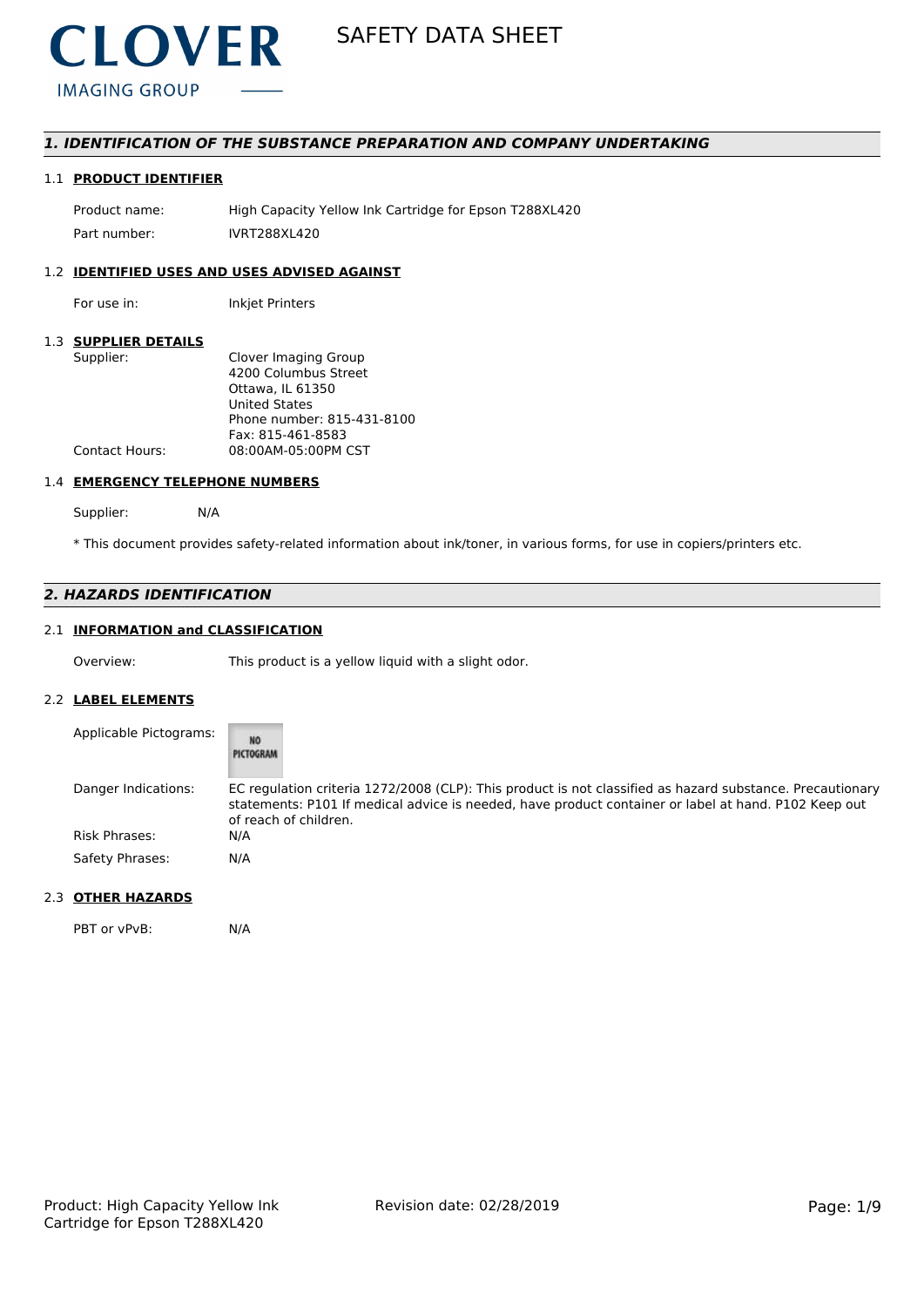CLOVER IMAGING GROUP

# SAFETY DATA SHEET

## 1. IDENTIFICATION OF THE SUBSTANCE PREPARATION AND COMPANY UNDERTAKING

### 1.1 PRODUCT IDENTIFIER

| | |
|---|---|
| Product name: | High Capacity Yellow Ink Cartridge for Epson T288XL420 |
| Part number: | IVRT288XL420 |

### 1.2 IDENTIFIED USES AND USES ADVISED AGAINST

| | |
|---|---|
| For use in: | Inkjet Printers |

### 1.3 SUPPLIER DETAILS

| | |
|---|---|
| Supplier: | Clover Imaging Group<br>4200 Columbus Street<br>Ottawa, IL 61350<br>United States<br>Phone number: 815-431-8100<br>Fax: 815-461-8583 |
| Contact Hours: | 08:00AM-05:00PM CST |

### 1.4 EMERGENCY TELEPHONE NUMBERS

Supplier: N/A

* This document provides safety-related information about ink/toner, in various forms, for use in copiers/printers etc.

## 2. HAZARDS IDENTIFICATION

### 2.1 INFORMATION and CLASSIFICATION

| | |
|---|---|
| Overview: | This product is a yellow liquid with a slight odor. |

### 2.2 LABEL ELEMENTS

| | |
|---|---|
| Applicable Pictograms: | NO PICTOGRAM |
| Danger Indications: | EC regulation criteria 1272/2008 (CLP): This product is not classified as hazard substance. Precautionary statements: P101 If medical advice is needed, have product container or label at hand. P102 Keep out of reach of children. |
| Risk Phrases: | N/A |
| Safety Phrases: | N/A |

### 2.3 OTHER HAZARDS

| | |
|---|---|
| PBT or vPvB: | N/A |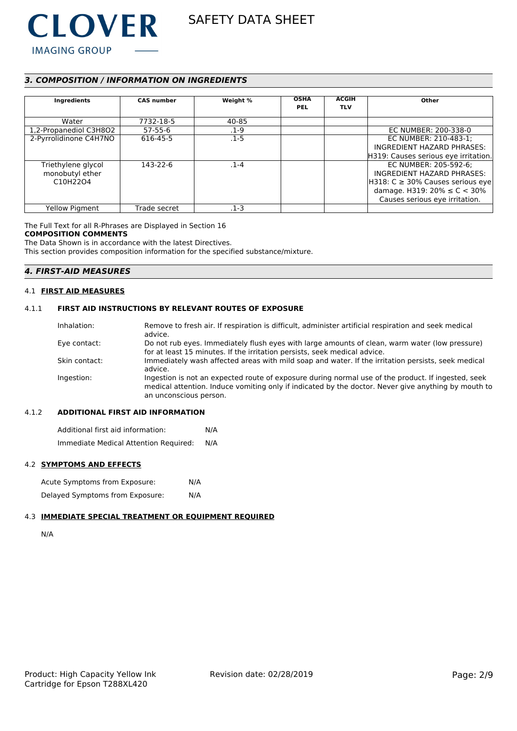## 3. COMPOSITION / INFORMATION ON INGREDIENTS

| Ingredients | CAS number | Weight % | OSHA PEL | ACGIH TLV | Other |
|---|---|---|---|---|---|
| Water | 7732-18-5 | 40-85 | | | |
| 1,2-Propanediol $C_3H_8O_2$ | 57-55-6 | .1-9 | | | EC NUMBER: 200-338-0 |
| 2-Pyrrolidinone $C_4H_7NO$ | 616-45-5 | .1-5 | | | EC NUMBER: 210-483-1; INGREDIENT HAZARD PHRASES: H319: Causes serious eye irritation. |
| Triethylene glycol monobutyl ether $C_{10}H_{22}O_4$ | 143-22-6 | .1-4 | | | EC NUMBER: 205-592-6; INGREDIENT HAZARD PHRASES: H318: $C \geq 30\%$ Causes serious eye damage. H319: $20\% \leq C < 30\%$ Causes serious eye irritation. |
| Yellow Pigment | Trade secret | .1-3 | | | |

The Full Text for all R-Phrases are Displayed in Section 16

**COMPOSITION COMMENTS**

The Data Shown is in accordance with the latest Directives.

This section provides composition information for the specified substance/mixture.

## 4. FIRST-AID MEASURES

### 4.1 FIRST AID MEASURES

#### 4.1.1 FIRST AID INSTRUCTIONS BY RELEVANT ROUTES OF EXPOSURE

Inhalation: Remove to fresh air. If respiration is difficult, administer artificial respiration and seek medical advice.

Eye contact: Do not rub eyes. Immediately flush eyes with large amounts of clean, warm water (low pressure) for at least 15 minutes. If the irritation persists, seek medical advice.

Skin contact: Immediately wash affected areas with mild soap and water. If the irritation persists, seek medical advice.

Ingestion: Ingestion is not an expected route of exposure during normal use of the product. If ingested, seek medical attention. Induce vomiting only if indicated by the doctor. Never give anything by mouth to an unconscious person.

#### 4.1.2 ADDITIONAL FIRST AID INFORMATION

Additional first aid information: N/A

Immediate Medical Attention Required: N/A

### 4.2 SYMPTOMS AND EFFECTS

Acute Symptoms from Exposure: N/A

Delayed Symptoms from Exposure: N/A

### 4.3 IMMEDIATE SPECIAL TREATMENT OR EQUIPMENT REQUIRED

N/A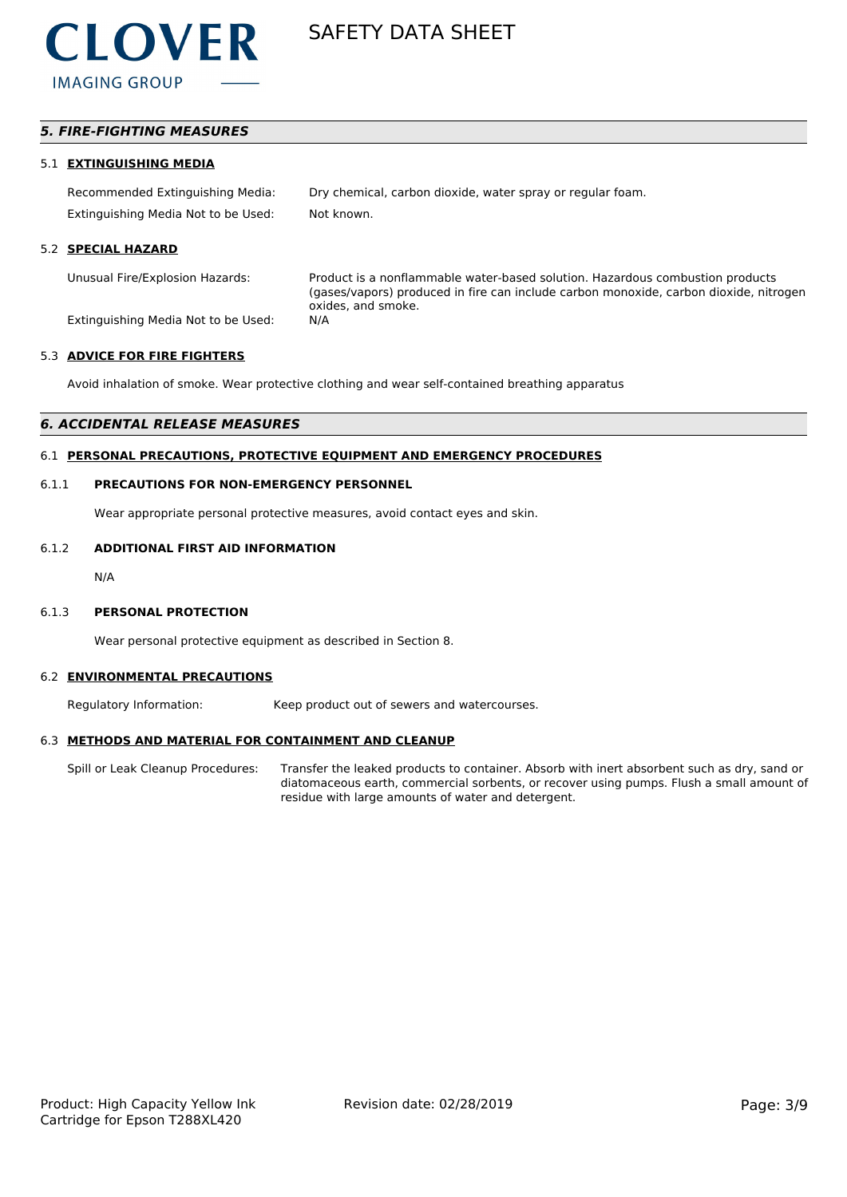## *5. FIRE-FIGHTING MEASURES*

### 5.1 **EXTINGUISHING MEDIA**

Recommended Extinguishing Media: Dry chemical, carbon dioxide, water spray or regular foam.

Extinguishing Media Not to be Used: Not known.

### 5.2 **SPECIAL HAZARD**

Unusual Fire/Explosion Hazards: Product is a nonflammable water-based solution. Hazardous combustion products (gases/vapors) produced in fire can include carbon monoxide, carbon dioxide, nitrogen oxides, and smoke.

Extinguishing Media Not to be Used: N/A

### 5.3 **ADVICE FOR FIRE FIGHTERS**

Avoid inhalation of smoke. Wear protective clothing and wear self-contained breathing apparatus

## *6. ACCIDENTAL RELEASE MEASURES*

### 6.1 **PERSONAL PRECAUTIONS, PROTECTIVE EQUIPMENT AND EMERGENCY PROCEDURES**

#### 6.1.1 **PRECAUTIONS FOR NON-EMERGENCY PERSONNEL**

Wear appropriate personal protective measures, avoid contact eyes and skin.

#### 6.1.2 **ADDITIONAL FIRST AID INFORMATION**

N/A

#### 6.1.3 **PERSONAL PROTECTION**

Wear personal protective equipment as described in Section 8.

### 6.2 **ENVIRONMENTAL PRECAUTIONS**

Regulatory Information: Keep product out of sewers and watercourses.

### 6.3 **METHODS AND MATERIAL FOR CONTAINMENT AND CLEANUP**

Spill or Leak Cleanup Procedures: Transfer the leaked products to container. Absorb with inert absorbent such as dry, sand or diatomaceous earth, commercial sorbents, or recover using pumps. Flush a small amount of residue with large amounts of water and detergent.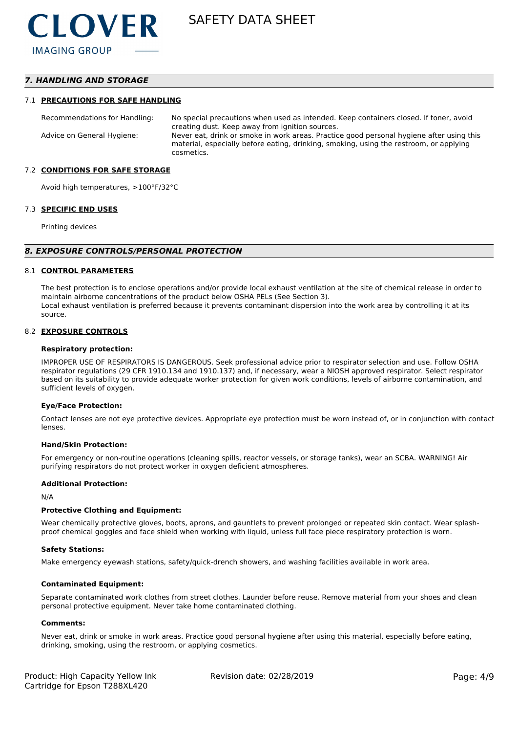## 7. HANDLING AND STORAGE

### 7.1 PRECAUTIONS FOR SAFE HANDLING

| | |
|---|---|
| Recommendations for Handling: | No special precautions when used as intended. Keep containers closed. If toner, avoid creating dust. Keep away from ignition sources. |
| Advice on General Hygiene: | Never eat, drink or smoke in work areas. Practice good personal hygiene after using this material, especially before eating, drinking, smoking, using the restroom, or applying cosmetics. |

### 7.2 CONDITIONS FOR SAFE STORAGE

Avoid high temperatures, >100°F/32°C

### 7.3 SPECIFIC END USES

Printing devices

## 8. EXPOSURE CONTROLS/PERSONAL PROTECTION

### 8.1 CONTROL PARAMETERS

The best protection is to enclose operations and/or provide local exhaust ventilation at the site of chemical release in order to maintain airborne concentrations of the product below OSHA PELs (See Section 3).
Local exhaust ventilation is preferred because it prevents contaminant dispersion into the work area by controlling it at its source.

### 8.2 EXPOSURE CONTROLS

**Respiratory protection:**

IMPROPER USE OF RESPIRATORS IS DANGEROUS. Seek professional advice prior to respirator selection and use. Follow OSHA respirator regulations (29 CFR 1910.134 and 1910.137) and, if necessary, wear a NIOSH approved respirator. Select respirator based on its suitability to provide adequate worker protection for given work conditions, levels of airborne contamination, and sufficient levels of oxygen.

**Eye/Face Protection:**

Contact lenses are not eye protective devices. Appropriate eye protection must be worn instead of, or in conjunction with contact lenses.

**Hand/Skin Protection:**

For emergency or non-routine operations (cleaning spills, reactor vessels, or storage tanks), wear an SCBA. WARNING! Air purifying respirators do not protect worker in oxygen deficient atmospheres.

**Additional Protection:**

N/A

**Protective Clothing and Equipment:**

Wear chemically protective gloves, boots, aprons, and gauntlets to prevent prolonged or repeated skin contact. Wear splash-proof chemical goggles and face shield when working with liquid, unless full face piece respiratory protection is worn.

**Safety Stations:**

Make emergency eyewash stations, safety/quick-drench showers, and washing facilities available in work area.

**Contaminated Equipment:**

Separate contaminated work clothes from street clothes. Launder before reuse. Remove material from your shoes and clean personal protective equipment. Never take home contaminated clothing.

**Comments:**

Never eat, drink or smoke in work areas. Practice good personal hygiene after using this material, especially before eating, drinking, smoking, using the restroom, or applying cosmetics.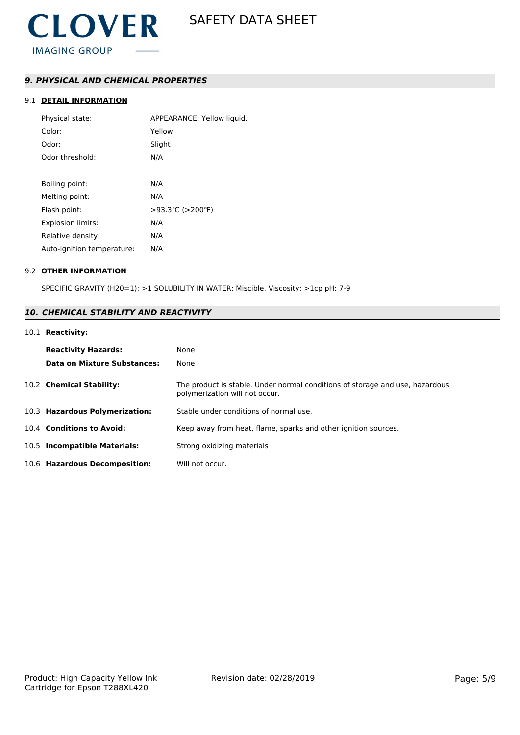## 9. PHYSICAL AND CHEMICAL PROPERTIES

### 9.1 DETAIL INFORMATION

| | |
|---|---|
| Physical state: | APPEARANCE: Yellow liquid. |
| Color: | Yellow |
| Odor: | Slight |
| Odor threshold: | N/A |
| Boiling point: | N/A |
| Melting point: | N/A |
| Flash point: | >93.3℃ (>200℉) |
| Explosion limits: | N/A |
| Relative density: | N/A |
| Auto-ignition temperature: | N/A |

### 9.2 OTHER INFORMATION

SPECIFIC GRAVITY (H20=1): >1 SOLUBILITY IN WATER: Miscible. Viscosity: >1cp pH: 7-9

## 10. CHEMICAL STABILITY AND REACTIVITY

### 10.1 Reactivity:

| | |
|---|---|
| **Reactivity Hazards:** | None |
| **Data on Mixture Substances:** | None |

**10.2 Chemical Stability:** The product is stable. Under normal conditions of storage and use, hazardous polymerization will not occur.

**10.3 Hazardous Polymerization:** Stable under conditions of normal use.

**10.4 Conditions to Avoid:** Keep away from heat, flame, sparks and other ignition sources.

**10.5 Incompatible Materials:** Strong oxidizing materials

**10.6 Hazardous Decomposition:** Will not occur.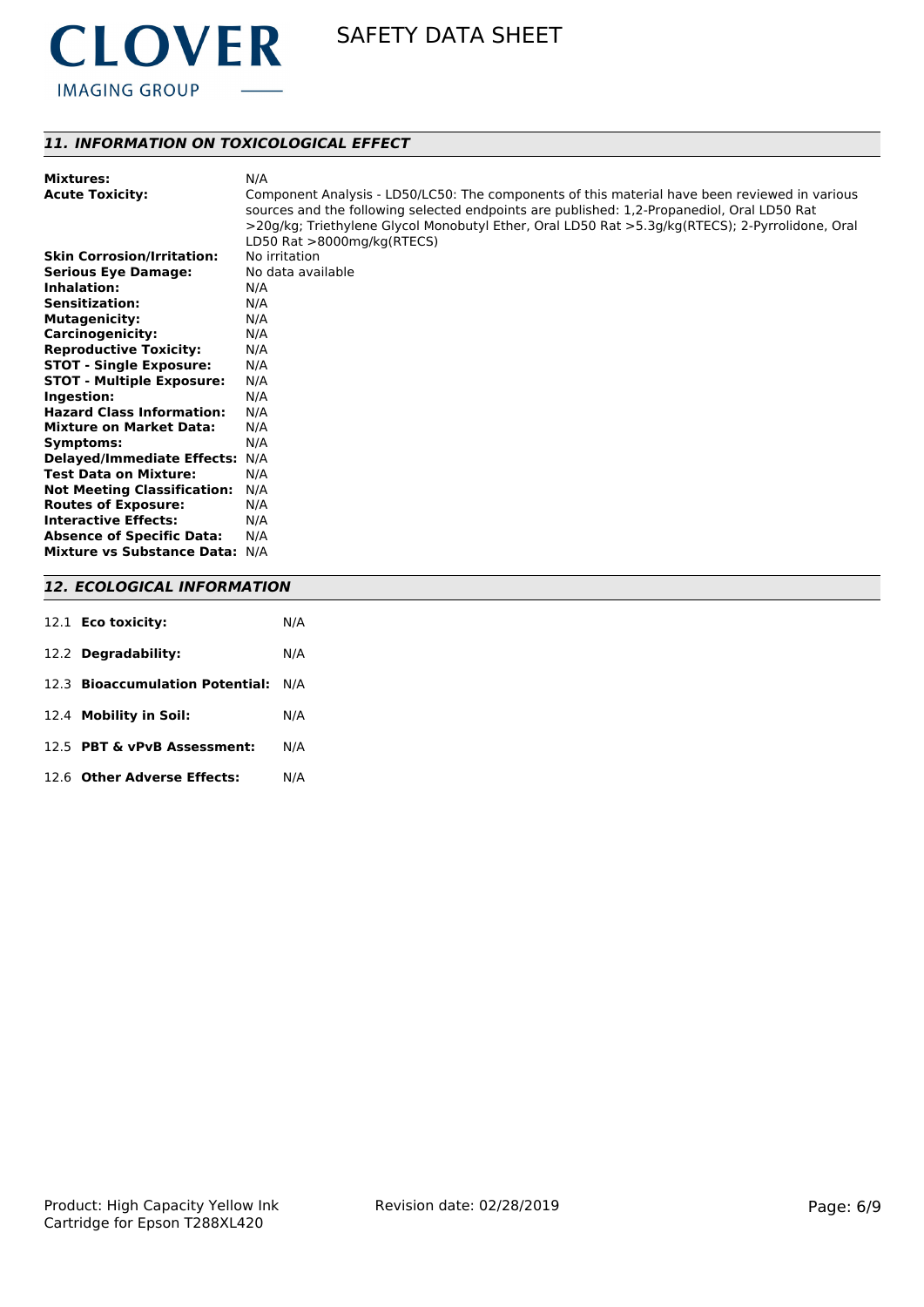## *11. INFORMATION ON TOXICOLOGICAL EFFECT*

| | |
|---|---|
| **Mixtures:** | N/A |
| **Acute Toxicity:** | Component Analysis - LD50/LC50: The components of this material have been reviewed in various sources and the following selected endpoints are published: 1,2-Propanediol, Oral LD50 Rat >20g/kg; Triethylene Glycol Monobutyl Ether, Oral LD50 Rat >5.3g/kg(RTECS); 2-Pyrrolidone, Oral LD50 Rat >8000mg/kg(RTECS) |
| **Skin Corrosion/Irritation:** | No irritation |
| **Serious Eye Damage:** | No data available |
| **Inhalation:** | N/A |
| **Sensitization:** | N/A |
| **Mutagenicity:** | N/A |
| **Carcinogenicity:** | N/A |
| **Reproductive Toxicity:** | N/A |
| **STOT - Single Exposure:** | N/A |
| **STOT - Multiple Exposure:** | N/A |
| **Ingestion:** | N/A |
| **Hazard Class Information:** | N/A |
| **Mixture on Market Data:** | N/A |
| **Symptoms:** | N/A |
| **Delayed/Immediate Effects:** | N/A |
| **Test Data on Mixture:** | N/A |
| **Not Meeting Classification:** | N/A |
| **Routes of Exposure:** | N/A |
| **Interactive Effects:** | N/A |
| **Absence of Specific Data:** | N/A |
| **Mixture vs Substance Data:** | N/A |

## *12. ECOLOGICAL INFORMATION*

| | |
|---|---|
| 12.1 **Eco toxicity:** | N/A |
| 12.2 **Degradability:** | N/A |
| 12.3 **Bioaccumulation Potential:** | N/A |
| 12.4 **Mobility in Soil:** | N/A |
| 12.5 **PBT & vPvB Assessment:** | N/A |
| 12.6 **Other Adverse Effects:** | N/A |

Product: High Capacity Yellow Ink Cartridge for Epson T288XL420

Revision date: 02/28/2019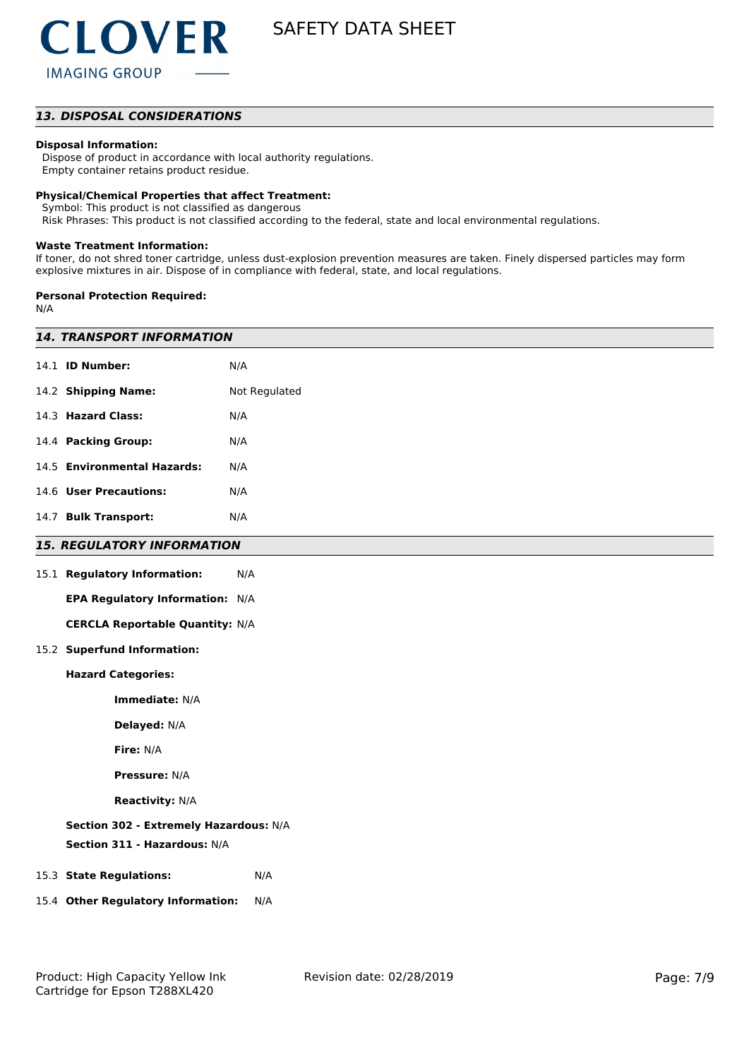## 13. DISPOSAL CONSIDERATIONS

**Disposal Information:**

Dispose of product in accordance with local authority regulations.
Empty container retains product residue.

**Physical/Chemical Properties that affect Treatment:**

Symbol: This product is not classified as dangerous
Risk Phrases: This product is not classified according to the federal, state and local environmental regulations.

**Waste Treatment Information:**

If toner, do not shred toner cartridge, unless dust-explosion prevention measures are taken. Finely dispersed particles may form explosive mixtures in air. Dispose of in compliance with federal, state, and local regulations.

**Personal Protection Required:**

N/A

## 14. TRANSPORT INFORMATION

14.1 **ID Number:** N/A

14.2 **Shipping Name:** Not Regulated

14.3 **Hazard Class:** N/A

14.4 **Packing Group:** N/A

14.5 **Environmental Hazards:** N/A

14.6 **User Precautions:** N/A

14.7 **Bulk Transport:** N/A

## 15. REGULATORY INFORMATION

15.1 **Regulatory Information:** N/A

**EPA Regulatory Information:** N/A

**CERCLA Reportable Quantity:** N/A

15.2 **Superfund Information:**

**Hazard Categories:**

**Immediate:** N/A

**Delayed:** N/A

**Fire:** N/A

**Pressure:** N/A

**Reactivity:** N/A

**Section 302 - Extremely Hazardous:** N/A

**Section 311 - Hazardous:** N/A

15.3 **State Regulations:** N/A

15.4 **Other Regulatory Information:** N/A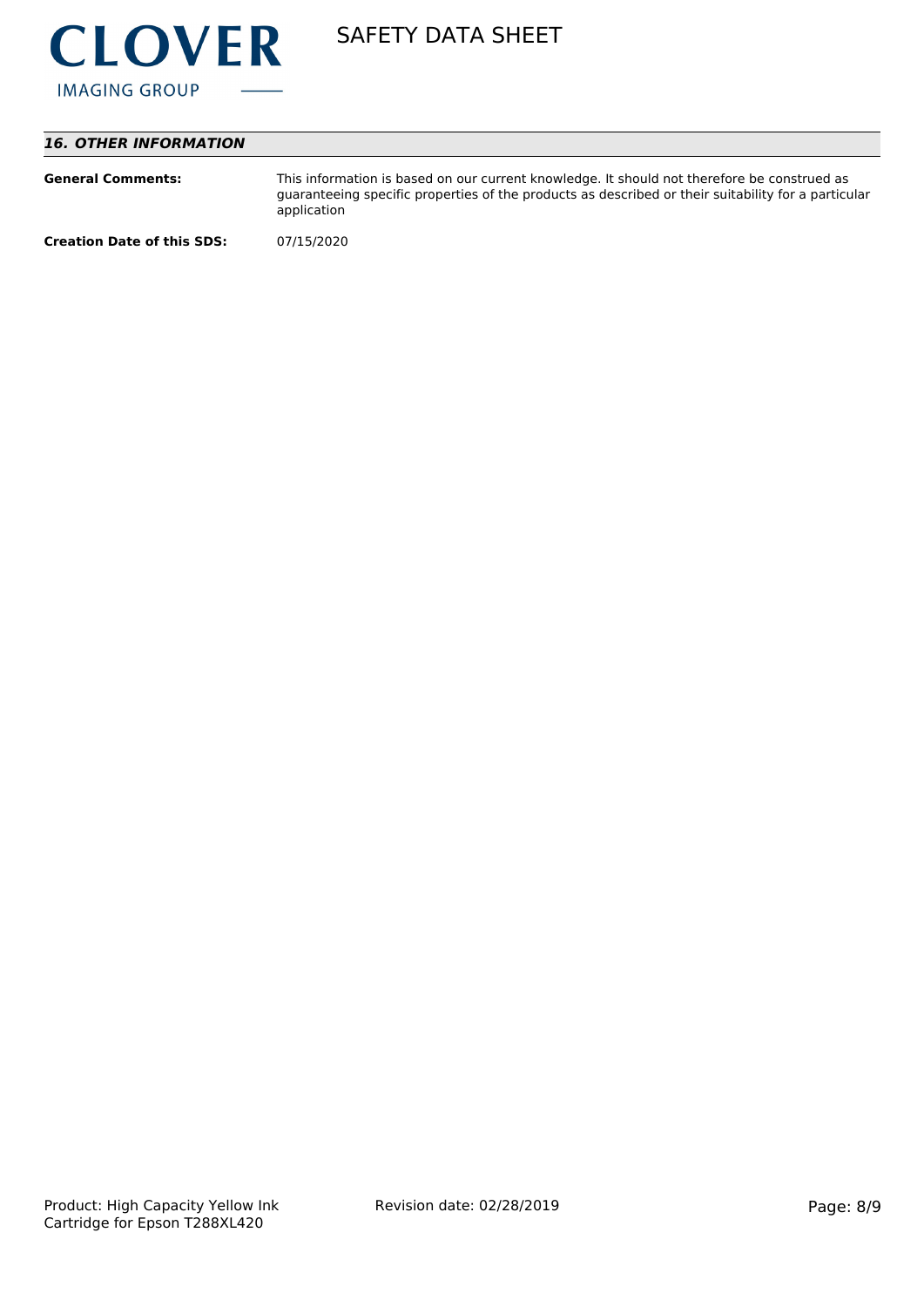## *16. OTHER INFORMATION*

**General Comments:** This information is based on our current knowledge. It should not therefore be construed as guaranteeing specific properties of the products as described or their suitability for a particular application

**Creation Date of this SDS:** 07/15/2020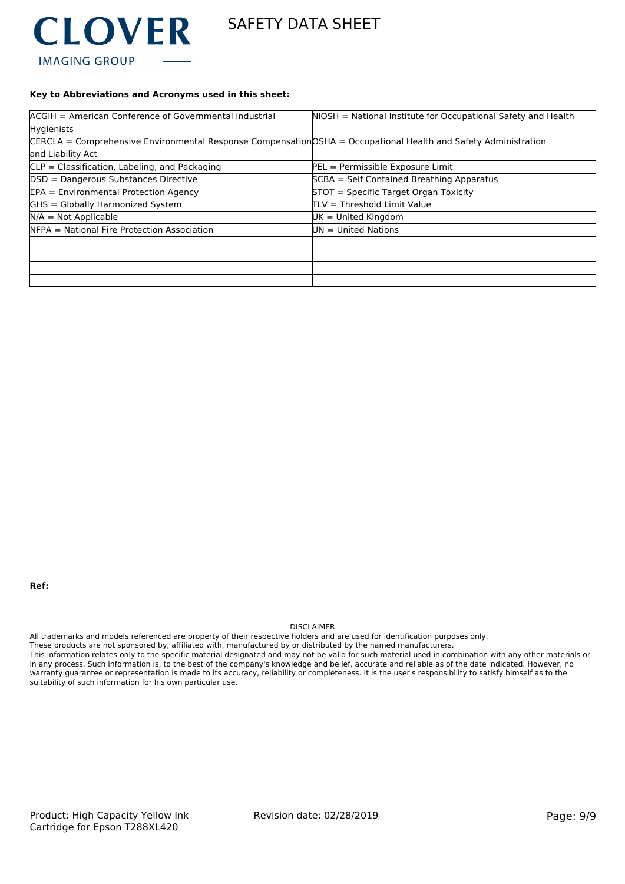**Key to Abbreviations and Acronyms used in this sheet:**

| | |
|---|---|
| ACGIH = American Conference of Governmental Industrial Hygienists | NIOSH = National Institute for Occupational Safety and Health |
| CERCLA = Comprehensive Environmental Response Compensation and Liability Act | OSHA = Occupational Health and Safety Administration |
| CLP = Classification, Labeling, and Packaging | PEL = Permissible Exposure Limit |
| DSD = Dangerous Substances Directive | SCBA = Self Contained Breathing Apparatus |
| EPA = Environmental Protection Agency | STOT = Specific Target Organ Toxicity |
| GHS = Globally Harmonized System | TLV = Threshold Limit Value |
| N/A = Not Applicable | UK = United Kingdom |
| NFPA = National Fire Protection Association | UN = United Nations |
| | |
| | |
| | |
| | |

**Ref:**

DISCLAIMER

All trademarks and models referenced are property of their respective holders and are used for identification purposes only.
These products are not sponsored by, affiliated with, manufactured by or distributed by the named manufacturers.
This information relates only to the specific material designated and may not be valid for such material used in combination with any other materials or in any process. Such information is, to the best of the company's knowledge and belief, accurate and reliable as of the date indicated. However, no warranty guarantee or representation is made to its accuracy, reliability or completeness. It is the user's responsibility to satisfy himself as to the suitability of such information for his own particular use.